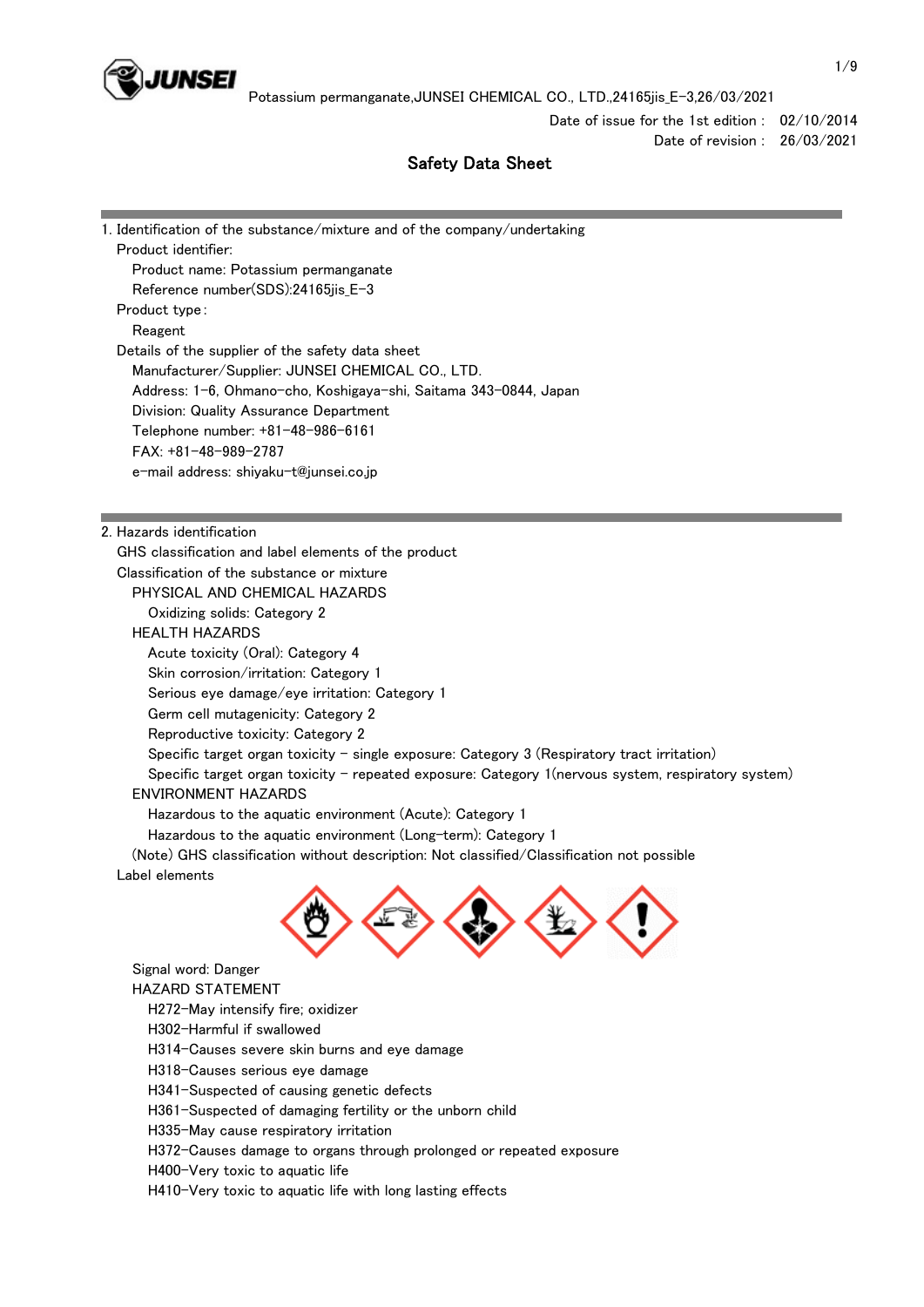Potassium permanganate,JUNSEI CHEMICAL CO., LTD.,24165jis_E-3,26/03/2021

Date of issue for the 1st edition : 02/10/2014
Date of revision : 26/03/2021

# Safety Data Sheet

## 1. Identification of the substance/mixture and of the company/undertaking

Product identifier:
- Product name: Potassium permanganate
- Reference number(SDS):24165jis_E-3

Product type:
- Reagent

Details of the supplier of the safety data sheet
- Manufacturer/Supplier: JUNSEI CHEMICAL CO., LTD.
- Address: 1-6, Ohmano-cho, Koshigaya-shi, Saitama 343-0844, Japan
- Division: Quality Assurance Department
- Telephone number: +81-48-986-6161
- FAX: +81-48-989-2787
- e-mail address: shiyaku-t@junsei.co.jp

## 2. Hazards identification

GHS classification and label elements of the product

Classification of the substance or mixture

PHYSICAL AND CHEMICAL HAZARDS
- Oxidizing solids: Category 2

HEALTH HAZARDS
- Acute toxicity (Oral): Category 4
- Skin corrosion/irritation: Category 1
- Serious eye damage/eye irritation: Category 1
- Germ cell mutagenicity: Category 2
- Reproductive toxicity: Category 2
- Specific target organ toxicity - single exposure: Category 3 (Respiratory tract irritation)
- Specific target organ toxicity - repeated exposure: Category 1(nervous system, respiratory system)

ENVIRONMENT HAZARDS
- Hazardous to the aquatic environment (Acute): Category 1
- Hazardous to the aquatic environment (Long-term): Category 1

(Note) GHS classification without description: Not classified/Classification not possible

Label elements

Signal word: Danger

HAZARD STATEMENT
- H272-May intensify fire; oxidizer
- H302-Harmful if swallowed
- H314-Causes severe skin burns and eye damage
- H318-Causes serious eye damage
- H341-Suspected of causing genetic defects
- H361-Suspected of damaging fertility or the unborn child
- H335-May cause respiratory irritation
- H372-Causes damage to organs through prolonged or repeated exposure
- H400-Very toxic to aquatic life
- H410-Very toxic to aquatic life with long lasting effects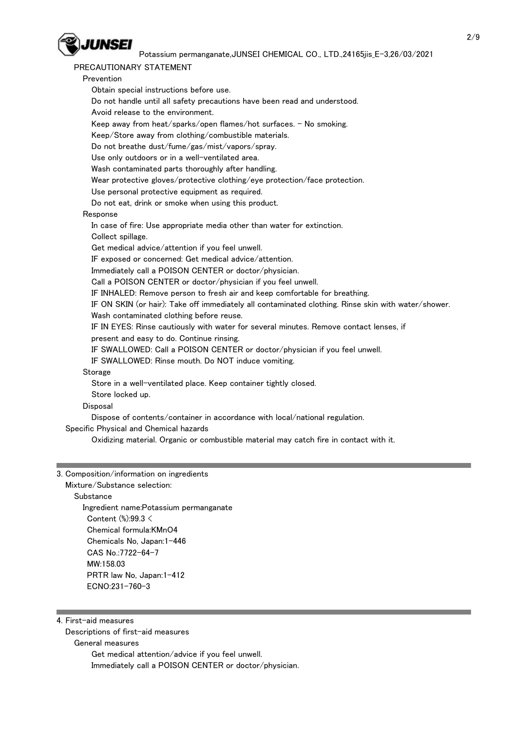PRECAUTIONARY STATEMENT

Prevention

Obtain special instructions before use.
Do not handle until all safety precautions have been read and understood.
Avoid release to the environment.
Keep away from heat/sparks/open flames/hot surfaces. - No smoking.
Keep/Store away from clothing/combustible materials.
Do not breathe dust/fume/gas/mist/vapors/spray.
Use only outdoors or in a well-ventilated area.
Wash contaminated parts thoroughly after handling.
Wear protective gloves/protective clothing/eye protection/face protection.
Use personal protective equipment as required.
Do not eat, drink or smoke when using this product.

Response

In case of fire: Use appropriate media other than water for extinction.
Collect spillage.
Get medical advice/attention if you feel unwell.
IF exposed or concerned: Get medical advice/attention.
Immediately call a POISON CENTER or doctor/physician.
Call a POISON CENTER or doctor/physician if you feel unwell.
IF INHALED: Remove person to fresh air and keep comfortable for breathing.
IF ON SKIN (or hair): Take off immediately all contaminated clothing. Rinse skin with water/shower.
Wash contaminated clothing before reuse.
IF IN EYES: Rinse cautiously with water for several minutes. Remove contact lenses, if present and easy to do. Continue rinsing.
IF SWALLOWED: Call a POISON CENTER or doctor/physician if you feel unwell.
IF SWALLOWED: Rinse mouth. Do NOT induce vomiting.

Storage

Store in a well-ventilated place. Keep container tightly closed.
Store locked up.

Disposal

Dispose of contents/container in accordance with local/national regulation.

Specific Physical and Chemical hazards

Oxidizing material. Organic or combustible material may catch fire in contact with it.

## 3. Composition/information on ingredients

Mixture/Substance selection:

Substance

Ingredient name:Potassium permanganate
Content (%):99.3 <
Chemical formula:$KMnO_4$
Chemicals No, Japan:1-446
CAS No.:7722-64-7
MW:158.03
PRTR law No, Japan:1-412
ECNO:231-760-3

## 4. First-aid measures

Descriptions of first-aid measures

General measures

Get medical attention/advice if you feel unwell.
Immediately call a POISON CENTER or doctor/physician.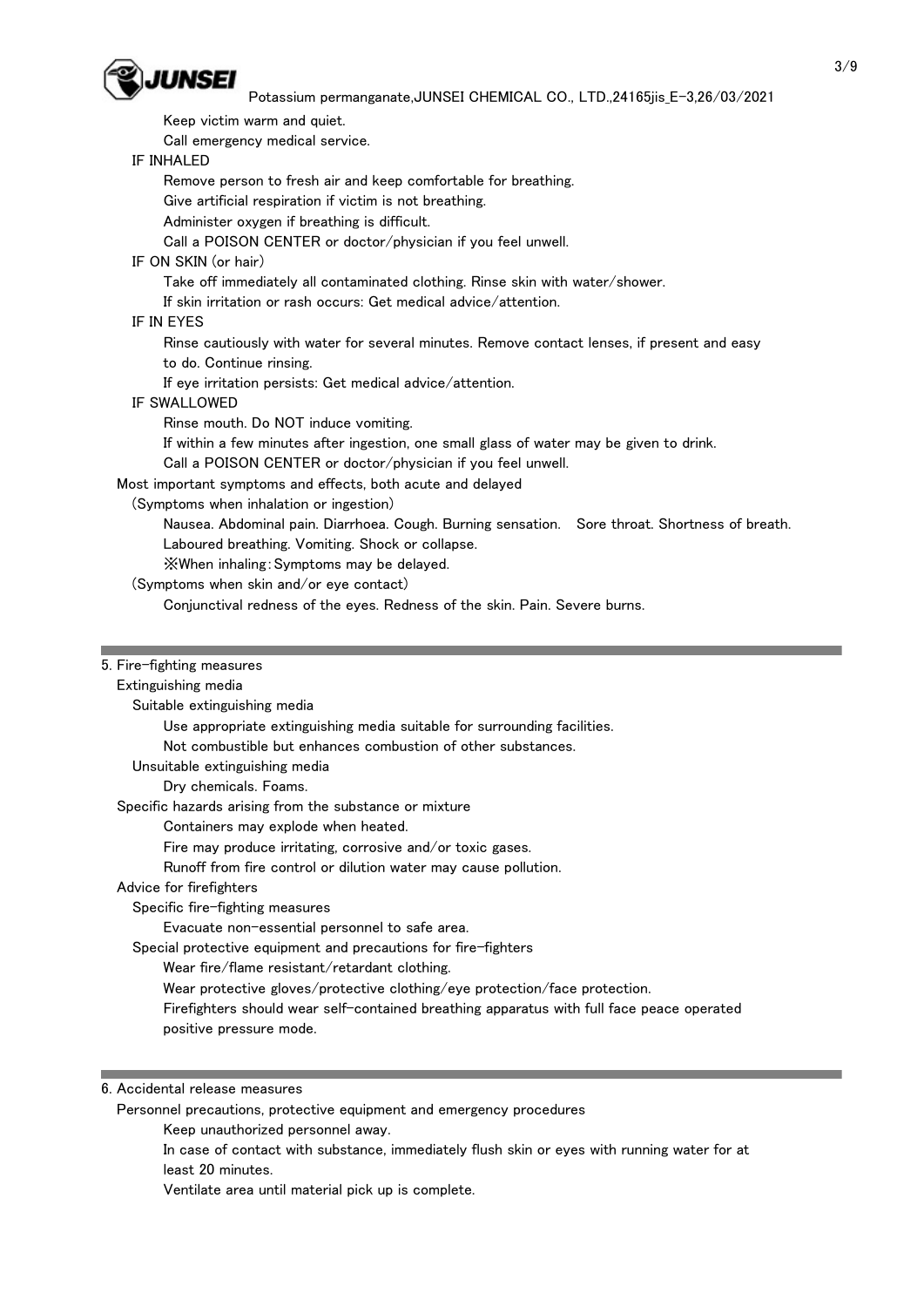Keep victim warm and quiet.
Call emergency medical service.

IF INHALED

Remove person to fresh air and keep comfortable for breathing.
Give artificial respiration if victim is not breathing.
Administer oxygen if breathing is difficult.
Call a POISON CENTER or doctor/physician if you feel unwell.

IF ON SKIN (or hair)

Take off immediately all contaminated clothing. Rinse skin with water/shower.
If skin irritation or rash occurs: Get medical advice/attention.

IF IN EYES

Rinse cautiously with water for several minutes. Remove contact lenses, if present and easy to do. Continue rinsing.
If eye irritation persists: Get medical advice/attention.

IF SWALLOWED

Rinse mouth. Do NOT induce vomiting.
If within a few minutes after ingestion, one small glass of water may be given to drink.
Call a POISON CENTER or doctor/physician if you feel unwell.

Most important symptoms and effects, both acute and delayed

(Symptoms when inhalation or ingestion)

Nausea. Abdominal pain. Diarrhoea. Cough. Burning sensation. Sore throat. Shortness of breath.
Laboured breathing. Vomiting. Shock or collapse.
※When inhaling：Symptoms may be delayed.

(Symptoms when skin and/or eye contact)

Conjunctival redness of the eyes. Redness of the skin. Pain. Severe burns.

## 5. Fire-fighting measures

Extinguishing media

Suitable extinguishing media

Use appropriate extinguishing media suitable for surrounding facilities.
Not combustible but enhances combustion of other substances.

Unsuitable extinguishing media

Dry chemicals. Foams.

Specific hazards arising from the substance or mixture

Containers may explode when heated.
Fire may produce irritating, corrosive and/or toxic gases.
Runoff from fire control or dilution water may cause pollution.

Advice for firefighters

Specific fire-fighting measures

Evacuate non-essential personnel to safe area.

Special protective equipment and precautions for fire-fighters

Wear fire/flame resistant/retardant clothing.
Wear protective gloves/protective clothing/eye protection/face protection.
Firefighters should wear self-contained breathing apparatus with full face peace operated positive pressure mode.

## 6. Accidental release measures

Personnel precautions, protective equipment and emergency procedures

Keep unauthorized personnel away.
In case of contact with substance, immediately flush skin or eyes with running water for at least 20 minutes.
Ventilate area until material pick up is complete.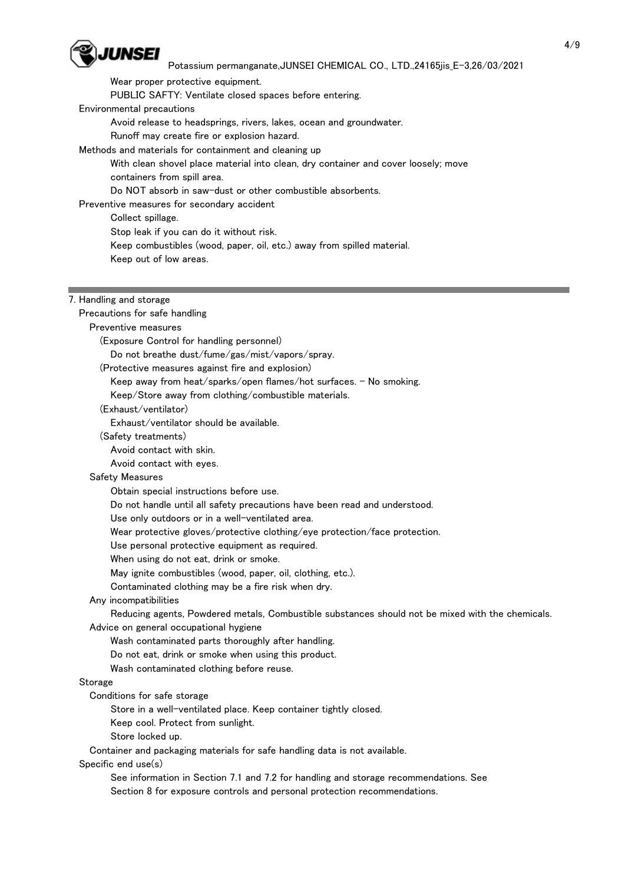Wear proper protective equipment.

PUBLIC SAFTY: Ventilate closed spaces before entering.

Environmental precautions

Avoid release to headsprings, rivers, lakes, ocean and groundwater.

Runoff may create fire or explosion hazard.

Methods and materials for containment and cleaning up

With clean shovel place material into clean, dry container and cover loosely; move containers from spill area.

Do NOT absorb in saw-dust or other combustible absorbents.

Preventive measures for secondary accident

Collect spillage.

Stop leak if you can do it without risk.

Keep combustibles (wood, paper, oil, etc.) away from spilled material.

Keep out of low areas.

## 7. Handling and storage

Precautions for safe handling

Preventive measures

(Exposure Control for handling personnel)

Do not breathe dust/fume/gas/mist/vapors/spray.

(Protective measures against fire and explosion)

Keep away from heat/sparks/open flames/hot surfaces. - No smoking.

Keep/Store away from clothing/combustible materials.

(Exhaust/ventilator)

Exhaust/ventilator should be available.

(Safety treatments)

Avoid contact with skin.

Avoid contact with eyes.

Safety Measures

Obtain special instructions before use.

Do not handle until all safety precautions have been read and understood.

Use only outdoors or in a well-ventilated area.

Wear protective gloves/protective clothing/eye protection/face protection.

Use personal protective equipment as required.

When using do not eat, drink or smoke.

May ignite combustibles (wood, paper, oil, clothing, etc.).

Contaminated clothing may be a fire risk when dry.

Any incompatibilities

Reducing agents, Powdered metals, Combustible substances should not be mixed with the chemicals.

Advice on general occupational hygiene

Wash contaminated parts thoroughly after handling.

Do not eat, drink or smoke when using this product.

Wash contaminated clothing before reuse.

Storage

Conditions for safe storage

Store in a well-ventilated place. Keep container tightly closed.

Keep cool. Protect from sunlight.

Store locked up.

Container and packaging materials for safe handling data is not available.

Specific end use(s)

See information in Section 7.1 and 7.2 for handling and storage recommendations. See Section 8 for exposure controls and personal protection recommendations.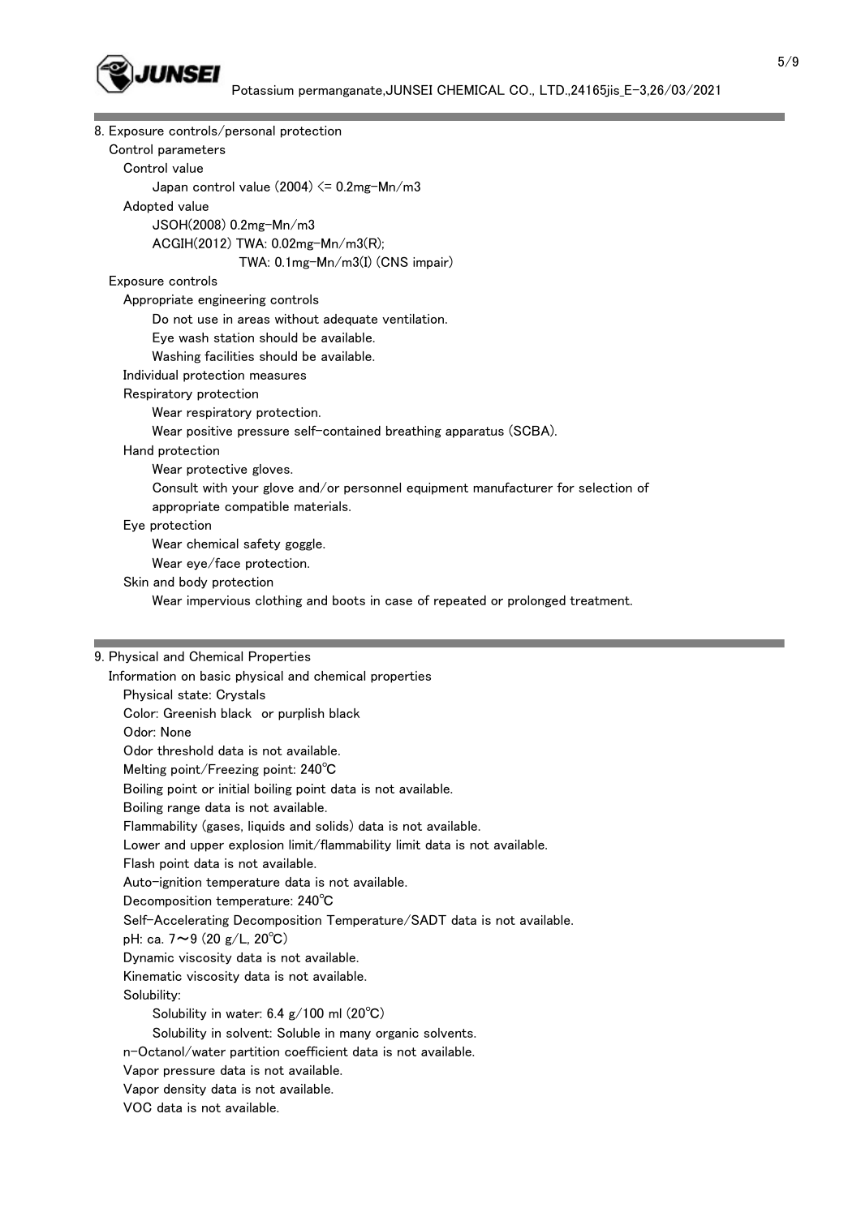## 8. Exposure controls/personal protection

Control parameters

Control value

Japan control value (2004) <= 0.2mg-Mn/m3

Adopted value

JSOH(2008) 0.2mg-Mn/m3

ACGIH(2012) TWA: 0.02mg-Mn/m3(R);

TWA: 0.1mg-Mn/m3(I) (CNS impair)

Exposure controls

Appropriate engineering controls

Do not use in areas without adequate ventilation.

Eye wash station should be available.

Washing facilities should be available.

Individual protection measures

Respiratory protection

Wear respiratory protection.

Wear positive pressure self-contained breathing apparatus (SCBA).

Hand protection

Wear protective gloves.

Consult with your glove and/or personnel equipment manufacturer for selection of appropriate compatible materials.

Eye protection

Wear chemical safety goggle.

Wear eye/face protection.

Skin and body protection

Wear impervious clothing and boots in case of repeated or prolonged treatment.

## 9. Physical and Chemical Properties

Information on basic physical and chemical properties

Physical state: Crystals

Color: Greenish black or purplish black

Odor: None

Odor threshold data is not available.

Melting point/Freezing point: 240℃

Boiling point or initial boiling point data is not available.

Boiling range data is not available.

Flammability (gases, liquids and solids) data is not available.

Lower and upper explosion limit/flammability limit data is not available.

Flash point data is not available.

Auto-ignition temperature data is not available.

Decomposition temperature: 240℃

Self-Accelerating Decomposition Temperature/SADT data is not available.

pH: ca. 7～9 (20 g/L, 20℃)

Dynamic viscosity data is not available.

Kinematic viscosity data is not available.

Solubility:

Solubility in water: 6.4 g/100 ml (20℃)

Solubility in solvent: Soluble in many organic solvents.

n-Octanol/water partition coefficient data is not available.

Vapor pressure data is not available.

Vapor density data is not available.

VOC data is not available.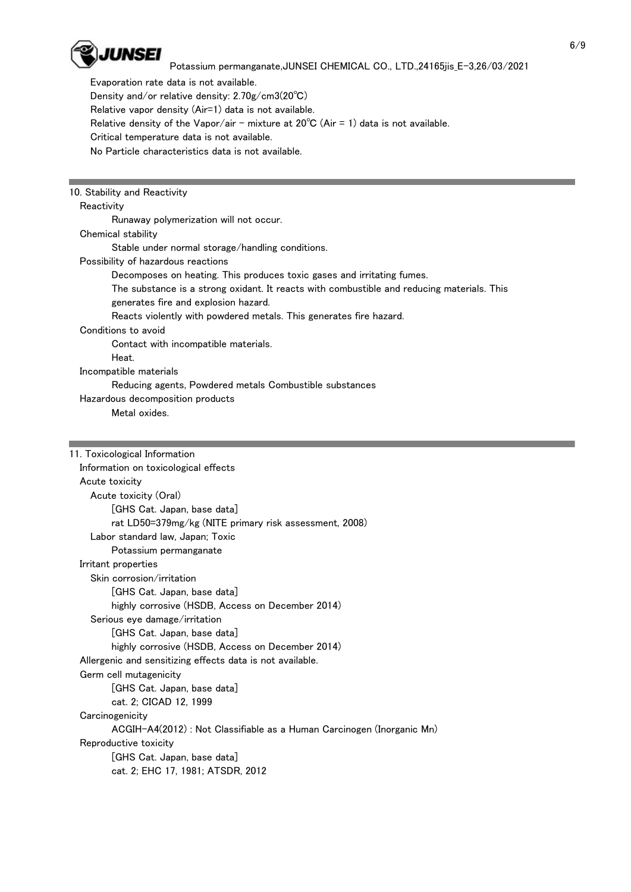Evaporation rate data is not available.

Density and/or relative density: 2.70g/cm3(20℃)

Relative vapor density (Air=1) data is not available.

Relative density of the Vapor/air - mixture at 20℃ (Air = 1) data is not available.

Critical temperature data is not available.

No Particle characteristics data is not available.

## 10. Stability and Reactivity

**Reactivity**

Runaway polymerization will not occur.

**Chemical stability**

Stable under normal storage/handling conditions.

**Possibility of hazardous reactions**

Decomposes on heating. This produces toxic gases and irritating fumes.

The substance is a strong oxidant. It reacts with combustible and reducing materials. This generates fire and explosion hazard.

Reacts violently with powdered metals. This generates fire hazard.

**Conditions to avoid**

Contact with incompatible materials.

Heat.

**Incompatible materials**

Reducing agents, Powdered metals Combustible substances

**Hazardous decomposition products**

Metal oxides.

## 11. Toxicological Information

**Information on toxicological effects**

**Acute toxicity**

Acute toxicity (Oral)

[GHS Cat. Japan, base data]

rat LD50=379mg/kg (NITE primary risk assessment, 2008)

Labor standard law, Japan; Toxic

Potassium permanganate

**Irritant properties**

Skin corrosion/irritation

[GHS Cat. Japan, base data]

highly corrosive (HSDB, Access on December 2014)

Serious eye damage/irritation

[GHS Cat. Japan, base data]

highly corrosive (HSDB, Access on December 2014)

Allergenic and sensitizing effects data is not available.

**Germ cell mutagenicity**

[GHS Cat. Japan, base data]

cat. 2; CICAD 12, 1999

**Carcinogenicity**

ACGIH-A4(2012) : Not Classifiable as a Human Carcinogen (Inorganic Mn)

**Reproductive toxicity**

[GHS Cat. Japan, base data]

cat. 2; EHC 17, 1981; ATSDR, 2012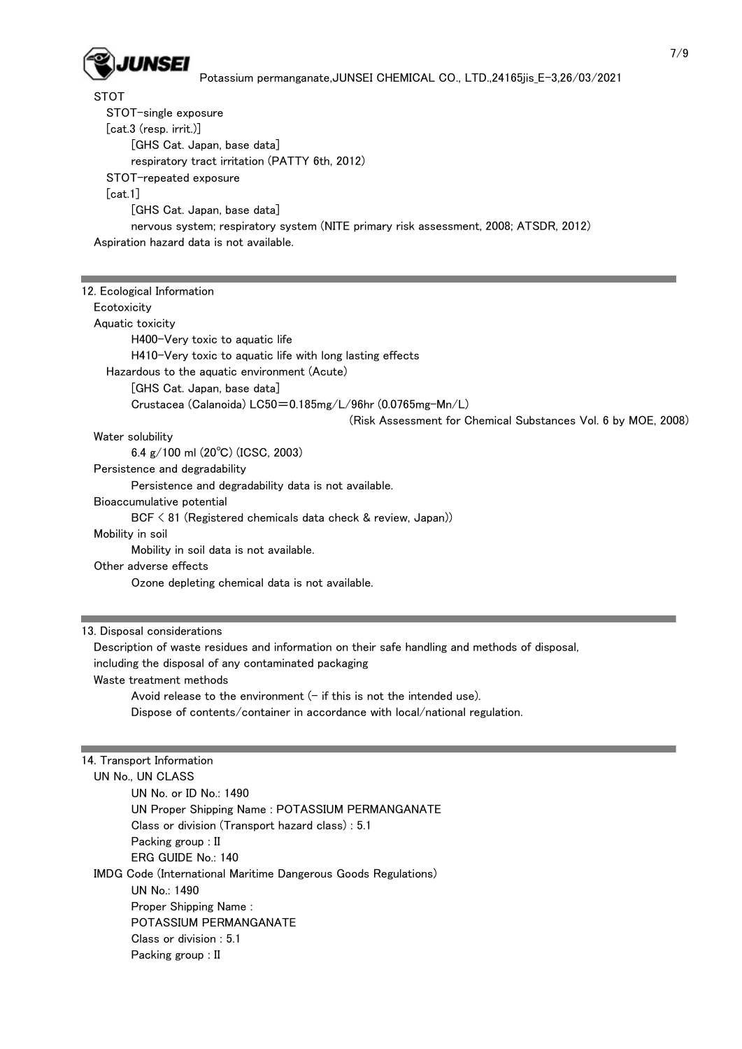STOT

STOT-single exposure

[cat.3 (resp. irrit.)]

[GHS Cat. Japan, base data]

respiratory tract irritation (PATTY 6th, 2012)

STOT-repeated exposure

[cat.1]

[GHS Cat. Japan, base data]

nervous system; respiratory system (NITE primary risk assessment, 2008; ATSDR, 2012)

Aspiration hazard data is not available.

## 12. Ecological Information

Ecotoxicity

Aquatic toxicity

H400-Very toxic to aquatic life

H410-Very toxic to aquatic life with long lasting effects

Hazardous to the aquatic environment (Acute)

[GHS Cat. Japan, base data]

Crustacea (Calanoida) LC50=0.185mg/L/96hr (0.0765mg-Mn/L)

(Risk Assessment for Chemical Substances Vol. 6 by MOE, 2008)

Water solubility

6.4 g/100 ml (20℃) (ICSC, 2003)

Persistence and degradability

Persistence and degradability data is not available.

Bioaccumulative potential

BCF < 81 (Registered chemicals data check & review, Japan))

Mobility in soil

Mobility in soil data is not available.

Other adverse effects

Ozone depleting chemical data is not available.

## 13. Disposal considerations

Description of waste residues and information on their safe handling and methods of disposal, including the disposal of any contaminated packaging

Waste treatment methods

Avoid release to the environment (- if this is not the intended use).

Dispose of contents/container in accordance with local/national regulation.

## 14. Transport Information

UN No., UN CLASS

UN No. or ID No.: 1490

UN Proper Shipping Name : POTASSIUM PERMANGANATE

Class or division (Transport hazard class) : 5.1

Packing group : II

ERG GUIDE No.: 140

IMDG Code (International Maritime Dangerous Goods Regulations)

UN No.: 1490

Proper Shipping Name :

POTASSIUM PERMANGANATE

Class or division : 5.1

Packing group : II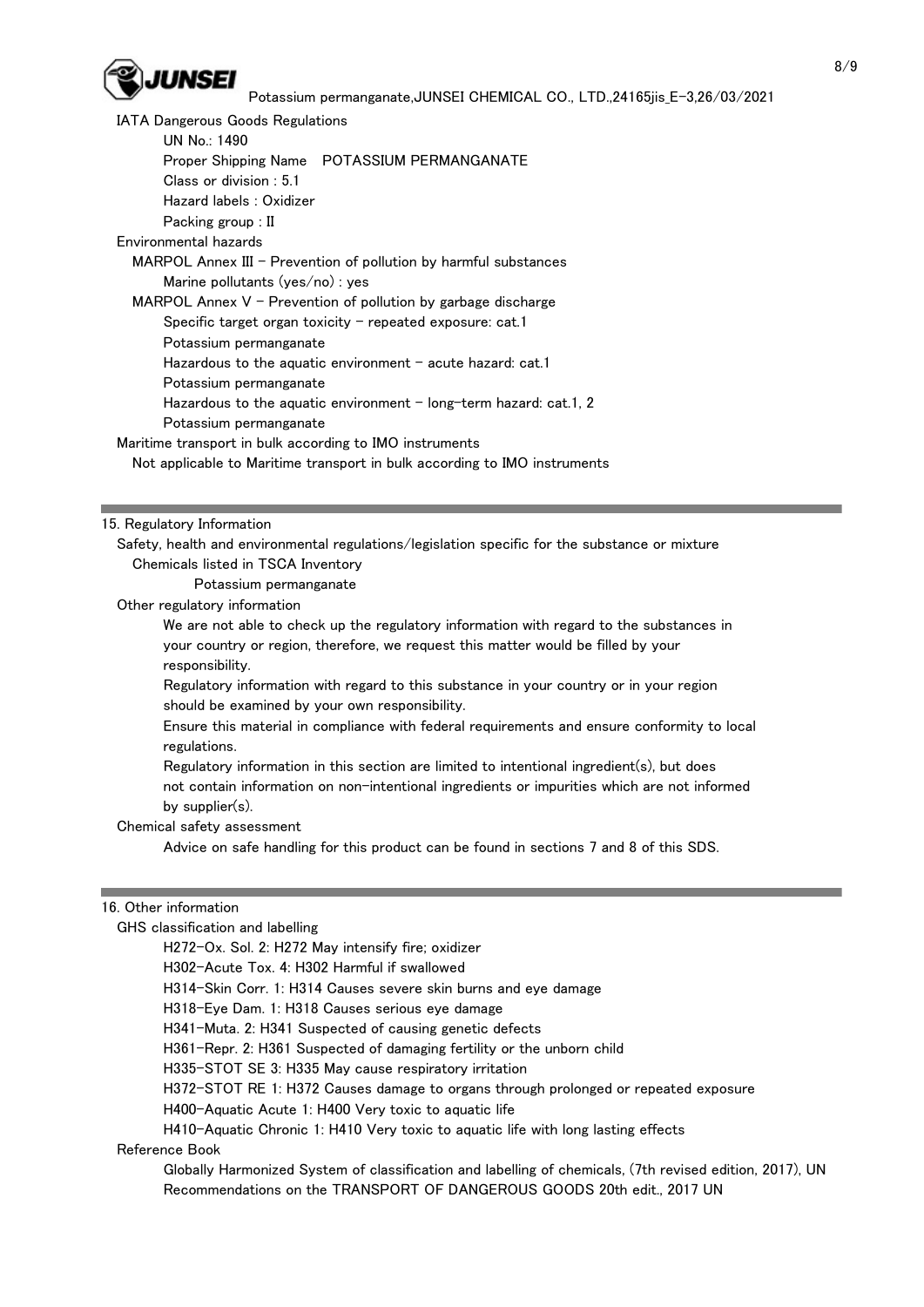IATA Dangerous Goods Regulations

UN No.: 1490

Proper Shipping Name POTASSIUM PERMANGANATE

Class or division : 5.1

Hazard labels : Oxidizer

Packing group : II

Environmental hazards

MARPOL Annex III - Prevention of pollution by harmful substances

Marine pollutants (yes/no) : yes

MARPOL Annex V - Prevention of pollution by garbage discharge

Specific target organ toxicity - repeated exposure: cat.1

Potassium permanganate

Hazardous to the aquatic environment - acute hazard: cat.1

Potassium permanganate

Hazardous to the aquatic environment - long-term hazard: cat.1, 2

Potassium permanganate

Maritime transport in bulk according to IMO instruments

Not applicable to Maritime transport in bulk according to IMO instruments

## 15. Regulatory Information

Safety, health and environmental regulations/legislation specific for the substance or mixture

Chemicals listed in TSCA Inventory

Potassium permanganate

Other regulatory information

We are not able to check up the regulatory information with regard to the substances in your country or region, therefore, we request this matter would be filled by your responsibility.

Regulatory information with regard to this substance in your country or in your region should be examined by your own responsibility.

Ensure this material in compliance with federal requirements and ensure conformity to local regulations.

Regulatory information in this section are limited to intentional ingredient(s), but does not contain information on non-intentional ingredients or impurities which are not informed by supplier(s).

Chemical safety assessment

Advice on safe handling for this product can be found in sections 7 and 8 of this SDS.

## 16. Other information

GHS classification and labelling

H272-Ox. Sol. 2: H272 May intensify fire; oxidizer

H302-Acute Tox. 4: H302 Harmful if swallowed

H314-Skin Corr. 1: H314 Causes severe skin burns and eye damage

H318-Eye Dam. 1: H318 Causes serious eye damage

H341-Muta. 2: H341 Suspected of causing genetic defects

H361-Repr. 2: H361 Suspected of damaging fertility or the unborn child

H335-STOT SE 3: H335 May cause respiratory irritation

H372-STOT RE 1: H372 Causes damage to organs through prolonged or repeated exposure

H400-Aquatic Acute 1: H400 Very toxic to aquatic life

H410-Aquatic Chronic 1: H410 Very toxic to aquatic life with long lasting effects

Reference Book

Globally Harmonized System of classification and labelling of chemicals, (7th revised edition, 2017), UN Recommendations on the TRANSPORT OF DANGEROUS GOODS 20th edit., 2017 UN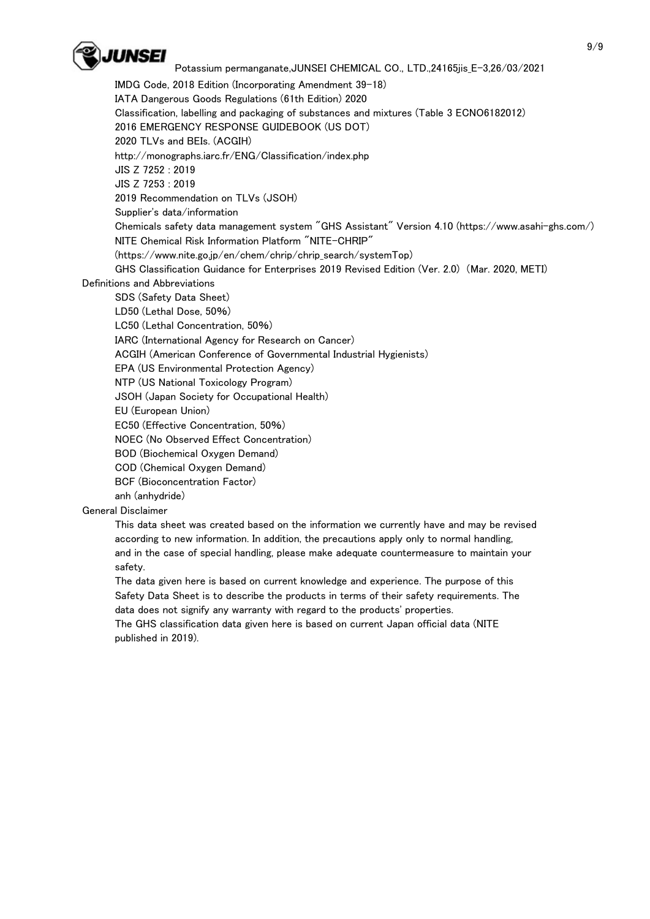IMDG Code, 2018 Edition (Incorporating Amendment 39-18)
IATA Dangerous Goods Regulations (61th Edition) 2020
Classification, labelling and packaging of substances and mixtures (Table 3 ECNO6182012)
2016 EMERGENCY RESPONSE GUIDEBOOK (US DOT)
2020 TLVs and BEIs. (ACGIH)
http://monographs.iarc.fr/ENG/Classification/index.php
JIS Z 7252 : 2019
JIS Z 7253 : 2019
2019 Recommendation on TLVs (JSOH)
Supplier's data/information
Chemicals safety data management system "GHS Assistant" Version 4.10 (https://www.asahi-ghs.com/)
NITE Chemical Risk Information Platform "NITE-CHRIP"
(https://www.nite.go.jp/en/chem/chrip/chrip_search/systemTop)
GHS Classification Guidance for Enterprises 2019 Revised Edition (Ver. 2.0) (Mar. 2020, METI)

Definitions and Abbreviations

- SDS (Safety Data Sheet)
- LD50 (Lethal Dose, 50%)
- LC50 (Lethal Concentration, 50%)
- IARC (International Agency for Research on Cancer)
- ACGIH (American Conference of Governmental Industrial Hygienists)
- EPA (US Environmental Protection Agency)
- NTP (US National Toxicology Program)
- JSOH (Japan Society for Occupational Health)
- EU (European Union)
- EC50 (Effective Concentration, 50%)
- NOEC (No Observed Effect Concentration)
- BOD (Biochemical Oxygen Demand)
- COD (Chemical Oxygen Demand)
- BCF (Bioconcentration Factor)
- anh (anhydride)

General Disclaimer

This data sheet was created based on the information we currently have and may be revised according to new information. In addition, the precautions apply only to normal handling, and in the case of special handling, please make adequate countermeasure to maintain your safety.
The data given here is based on current knowledge and experience. The purpose of this Safety Data Sheet is to describe the products in terms of their safety requirements. The data does not signify any warranty with regard to the products' properties.
The GHS classification data given here is based on current Japan official data (NITE published in 2019).